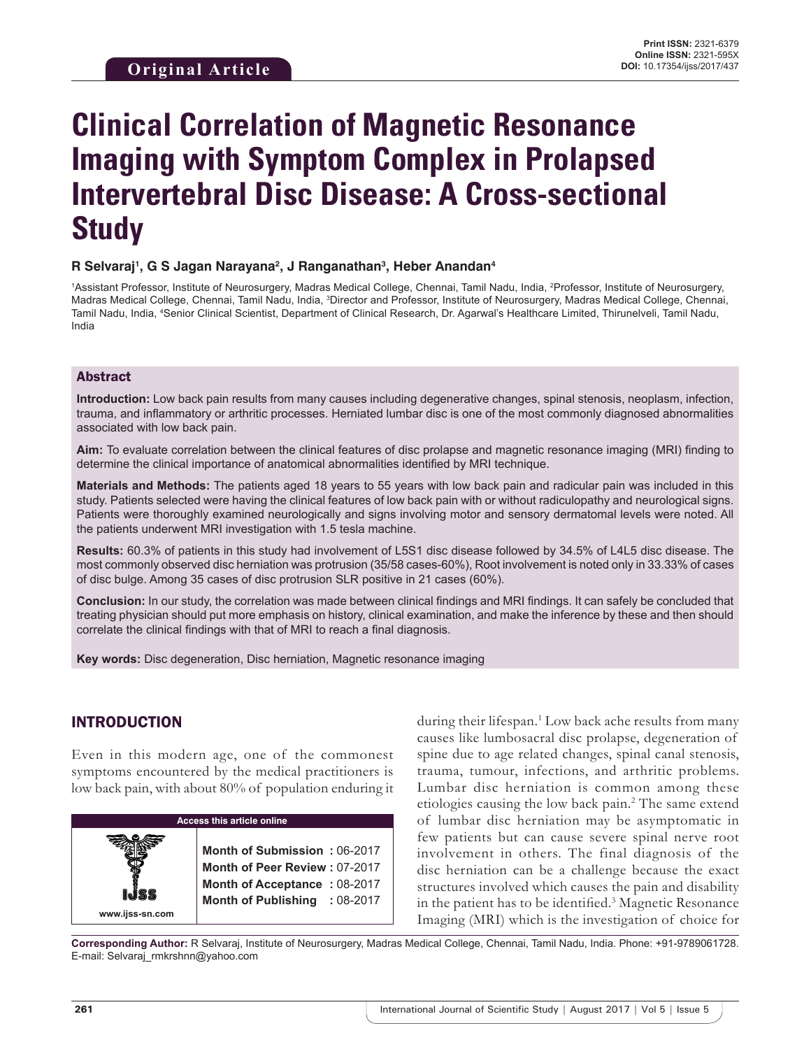Original Article

# Clinical Correlation of Magnetic Resonance Imaging with Symptom Complex in Prolapsed Intervertebral Disc Disease: A Cross-sectional Study

**R Selvaraj[1], G S Jagan Narayana[2], J Ranganathan[3], Heber Anandan[4]**

[1]Assistant Professor, Institute of Neurosurgery, Madras Medical College, Chennai, Tamil Nadu, India, [2]Professor, Institute of Neurosurgery, Madras Medical College, Chennai, Tamil Nadu, India, [3]Director and Professor, Institute of Neurosurgery, Madras Medical College, Chennai, Tamil Nadu, India, [4]Senior Clinical Scientist, Department of Clinical Research, Dr. Agarwal's Healthcare Limited, Thirunelveli, Tamil Nadu, India

## Abstract

**Introduction:** Low back pain results from many causes including degenerative changes, spinal stenosis, neoplasm, infection, trauma, and inflammatory or arthritic processes. Herniated lumbar disc is one of the most commonly diagnosed abnormalities associated with low back pain.

**Aim:** To evaluate correlation between the clinical features of disc prolapse and magnetic resonance imaging (MRI) finding to determine the clinical importance of anatomical abnormalities identified by MRI technique.

**Materials and Methods:** The patients aged 18 years to 55 years with low back pain and radicular pain was included in this study. Patients selected were having the clinical features of low back pain with or without radiculopathy and neurological signs. Patients were thoroughly examined neurologically and signs involving motor and sensory dermatomal levels were noted. All the patients underwent MRI investigation with 1.5 tesla machine.

**Results:** 60.3% of patients in this study had involvement of L5S1 disc disease followed by 34.5% of L4L5 disc disease. The most commonly observed disc herniation was protrusion (35/58 cases-60%), Root involvement is noted only in 33.33% of cases of disc bulge. Among 35 cases of disc protrusion SLR positive in 21 cases (60%).

**Conclusion:** In our study, the correlation was made between clinical findings and MRI findings. It can safely be concluded that treating physician should put more emphasis on history, clinical examination, and make the inference by these and then should correlate the clinical findings with that of MRI to reach a final diagnosis.

**Key words:** Disc degeneration, Disc herniation, Magnetic resonance imaging

## INTRODUCTION

Even in this modern age, one of the commonest symptoms encountered by the medical practitioners is low back pain, with about 80% of population enduring it during their lifespan.[1] Low back ache results from many causes like lumbosacral disc prolapse, degeneration of spine due to age related changes, spinal canal stenosis, trauma, tumour, infections, and arthritic problems. Lumbar disc herniation is common among these etiologies causing the low back pain.[2] The same extend of lumbar disc herniation may be asymptomatic in few patients but can cause severe spinal nerve root involvement in others. The final diagnosis of the disc herniation can be a challenge because the exact structures involved which causes the pain and disability in the patient has to be identified.[3] Magnetic Resonance Imaging (MRI) which is the investigation of choice for

| Access this article online | |
|---|---|
| www.ijss-sn.com | **Month of Submission :** 06-2017<br>**Month of Peer Review :** 07-2017<br>**Month of Acceptance :** 08-2017<br>**Month of Publishing :** 08-2017 |

**Corresponding Author:** R Selvaraj, Institute of Neurosurgery, Madras Medical College, Chennai, Tamil Nadu, India. Phone: +91-9789061728. E-mail: Selvaraj_rmkrshnn@yahoo.com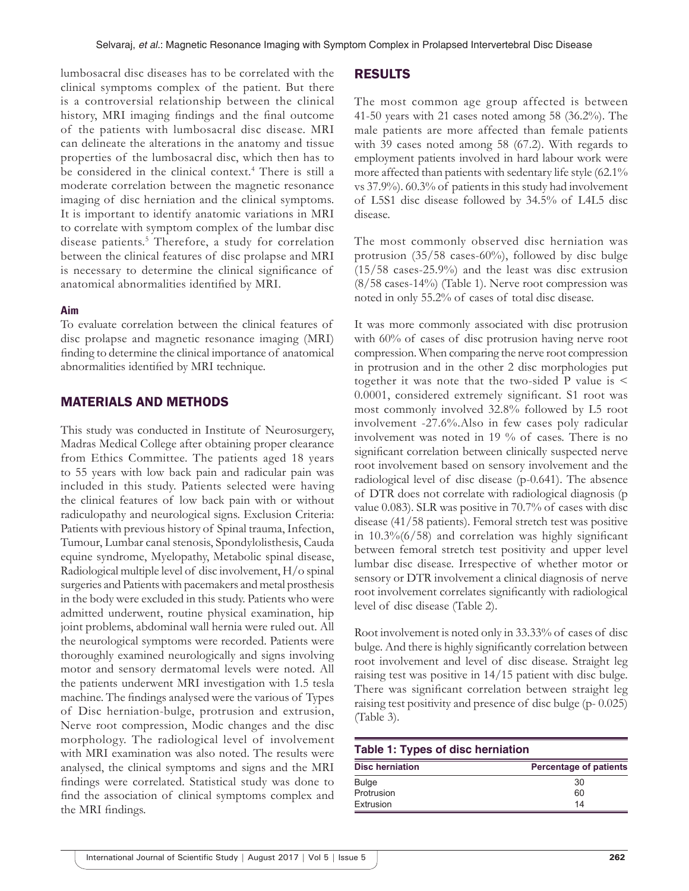lumbosacral disc diseases has to be correlated with the clinical symptoms complex of the patient. But there is a controversial relationship between the clinical history, MRI imaging findings and the final outcome of the patients with lumbosacral disc disease. MRI can delineate the alterations in the anatomy and tissue properties of the lumbosacral disc, which then has to be considered in the clinical context.[4] There is still a moderate correlation between the magnetic resonance imaging of disc herniation and the clinical symptoms. It is important to identify anatomic variations in MRI to correlate with symptom complex of the lumbar disc disease patients.[5] Therefore, a study for correlation between the clinical features of disc prolapse and MRI is necessary to determine the clinical significance of anatomical abnormalities identified by MRI.

### Aim

To evaluate correlation between the clinical features of disc prolapse and magnetic resonance imaging (MRI) finding to determine the clinical importance of anatomical abnormalities identified by MRI technique.

## MATERIALS AND METHODS

This study was conducted in Institute of Neurosurgery, Madras Medical College after obtaining proper clearance from Ethics Committee. The patients aged 18 years to 55 years with low back pain and radicular pain was included in this study. Patients selected were having the clinical features of low back pain with or without radiculopathy and neurological signs. Exclusion Criteria: Patients with previous history of Spinal trauma, Infection, Tumour, Lumbar canal stenosis, Spondylolisthesis, Cauda equine syndrome, Myelopathy, Metabolic spinal disease, Radiological multiple level of disc involvement, H/o spinal surgeries and Patients with pacemakers and metal prosthesis in the body were excluded in this study. Patients who were admitted underwent, routine physical examination, hip joint problems, abdominal wall hernia were ruled out. All the neurological symptoms were recorded. Patients were thoroughly examined neurologically and signs involving motor and sensory dermatomal levels were noted. All the patients underwent MRI investigation with 1.5 tesla machine. The findings analysed were the various of Types of Disc herniation-bulge, protrusion and extrusion, Nerve root compression, Modic changes and the disc morphology. The radiological level of involvement with MRI examination was also noted. The results were analysed, the clinical symptoms and signs and the MRI findings were correlated. Statistical study was done to find the association of clinical symptoms complex and the MRI findings.

## RESULTS

The most common age group affected is between 41-50 years with 21 cases noted among 58 (36.2%). The male patients are more affected than female patients with 39 cases noted among 58 (67.2). With regards to employment patients involved in hard labour work were more affected than patients with sedentary life style (62.1% vs 37.9%). 60.3% of patients in this study had involvement of L5S1 disc disease followed by 34.5% of L4L5 disc disease.

The most commonly observed disc herniation was protrusion (35/58 cases-60%), followed by disc bulge (15/58 cases-25.9%) and the least was disc extrusion (8/58 cases-14%) (Table 1). Nerve root compression was noted in only 55.2% of cases of total disc disease.

It was more commonly associated with disc protrusion with 60% of cases of disc protrusion having nerve root compression. When comparing the nerve root compression in protrusion and in the other 2 disc morphologies put together it was note that the two-sided P value is < 0.0001, considered extremely significant. S1 root was most commonly involved 32.8% followed by L5 root involvement -27.6%.Also in few cases poly radicular involvement was noted in 19 % of cases. There is no significant correlation between clinically suspected nerve root involvement based on sensory involvement and the radiological level of disc disease (p-0.641). The absence of DTR does not correlate with radiological diagnosis (p value 0.083). SLR was positive in 70.7% of cases with disc disease (41/58 patients). Femoral stretch test was positive in 10.3%(6/58) and correlation was highly significant between femoral stretch test positivity and upper level lumbar disc disease. Irrespective of whether motor or sensory or DTR involvement a clinical diagnosis of nerve root involvement correlates significantly with radiological level of disc disease (Table 2).

Root involvement is noted only in 33.33% of cases of disc bulge. And there is highly significantly correlation between root involvement and level of disc disease. Straight leg raising test was positive in 14/15 patient with disc bulge. There was significant correlation between straight leg raising test positivity and presence of disc bulge (p- 0.025) (Table 3).

**Table 1: Types of disc herniation**

| Disc herniation | Percentage of patients |
|---|---|
| Bulge | 30 |
| Protrusion | 60 |
| Extrusion | 14 |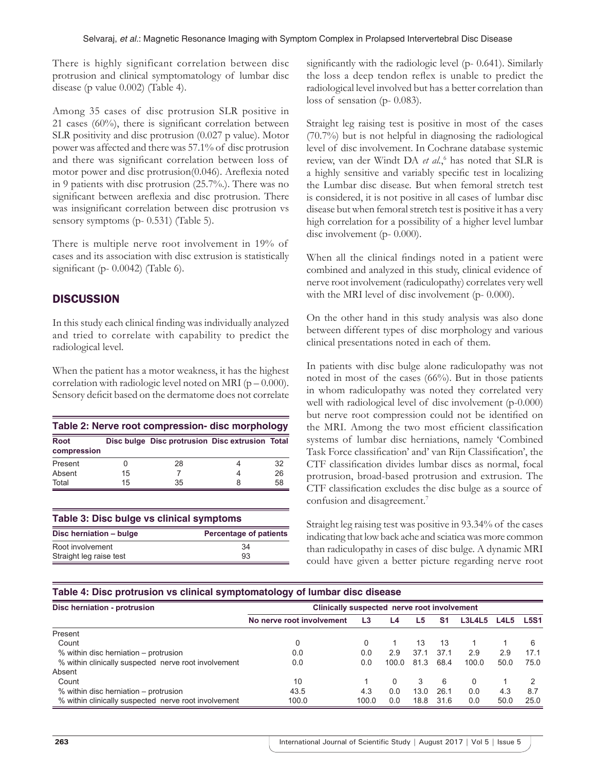There is highly significant correlation between disc protrusion and clinical symptomatology of lumbar disc disease (p value 0.002) (Table 4).

Among 35 cases of disc protrusion SLR positive in 21 cases (60%), there is significant correlation between SLR positivity and disc protrusion (0.027 p value). Motor power was affected and there was 57.1% of disc protrusion and there was significant correlation between loss of motor power and disc protrusion(0.046). Areflexia noted in 9 patients with disc protrusion (25.7%.). There was no significant between areflexia and disc protrusion. There was insignificant correlation between disc protrusion vs sensory symptoms (p- 0.531) (Table 5).

There is multiple nerve root involvement in 19% of cases and its association with disc extrusion is statistically significant (p- 0.0042) (Table 6).

## DISCUSSION

In this study each clinical finding was individually analyzed and tried to correlate with capability to predict the radiological level.

When the patient has a motor weakness, it has the highest correlation with radiologic level noted on MRI (p – 0.000). Sensory deficit based on the dermatome does not correlate significantly with the radiologic level (p- 0.641). Similarly the loss a deep tendon reflex is unable to predict the radiological level involved but has a better correlation than loss of sensation (p- 0.083).

Straight leg raising test is positive in most of the cases (70.7%) but is not helpful in diagnosing the radiological level of disc involvement. In Cochrane database systemic review, van der Windt DA *et al*.,[6] has noted that SLR is a highly sensitive and variably specific test in localizing the Lumbar disc disease. But when femoral stretch test is considered, it is not positive in all cases of lumbar disc disease but when femoral stretch test is positive it has a very high correlation for a possibility of a higher level lumbar disc involvement (p- 0.000).

When all the clinical findings noted in a patient were combined and analyzed in this study, clinical evidence of nerve root involvement (radiculopathy) correlates very well with the MRI level of disc involvement (p- 0.000).

On the other hand in this study analysis was also done between different types of disc morphology and various clinical presentations noted in each of them.

In patients with disc bulge alone radiculopathy was not noted in most of the cases (66%). But in those patients in whom radiculopathy was noted they correlated very well with radiological level of disc involvement (p-0.000) but nerve root compression could not be identified on the MRI. Among the two most efficient classification systems of lumbar disc herniations, namely 'Combined Task Force classification' and' van Rijn Classification', the CTF classification divides lumbar discs as normal, focal protrusion, broad-based protrusion and extrusion. The CTF classification excludes the disc bulge as a source of confusion and disagreement.[7]

Straight leg raising test was positive in 93.34% of the cases indicating that low back ache and sciatica was more common than radiculopathy in cases of disc bulge. A dynamic MRI could have given a better picture regarding nerve root

**Table 2: Nerve root compression- disc morphology**

| Root compression | Disc bulge | Disc protrusion | Disc extrusion | Total |
|---|---|---|---|---|
| Present | 0 | 28 | 4 | 32 |
| Absent | 15 | 7 | 4 | 26 |
| Total | 15 | 35 | 8 | 58 |

**Table 3: Disc bulge vs clinical symptoms**

| Disc herniation – bulge | Percentage of patients |
|---|---|
| Root involvement | 34 |
| Straight leg raise test | 93 |

**Table 4: Disc protrusion vs clinical symptomatology of lumbar disc disease**

| Disc herniation - protrusion | Clinically suspected nerve root involvement | | | | | | | |
|---|---|---|---|---|---|---|---|---|
| | No nerve root involvement | L3 | L4 | L5 | S1 | L3L4L5 | L4L5 | L5S1 |
| Present | | | | | | | | |
| Count | 0 | 0 | 1 | 13 | 13 | 1 | 1 | 6 |
| % within disc herniation – protrusion | 0.0 | 0.0 | 2.9 | 37.1 | 37.1 | 2.9 | 2.9 | 17.1 |
| % within clinically suspected nerve root involvement | 0.0 | 0.0 | 100.0 | 81.3 | 68.4 | 100.0 | 50.0 | 75.0 |
| Absent | | | | | | | | |
| Count | 10 | 1 | 0 | 3 | 6 | 0 | 1 | 2 |
| % within disc herniation – protrusion | 43.5 | 4.3 | 0.0 | 13.0 | 26.1 | 0.0 | 4.3 | 8.7 |
| % within clinically suspected nerve root involvement | 100.0 | 100.0 | 0.0 | 18.8 | 31.6 | 0.0 | 50.0 | 25.0 |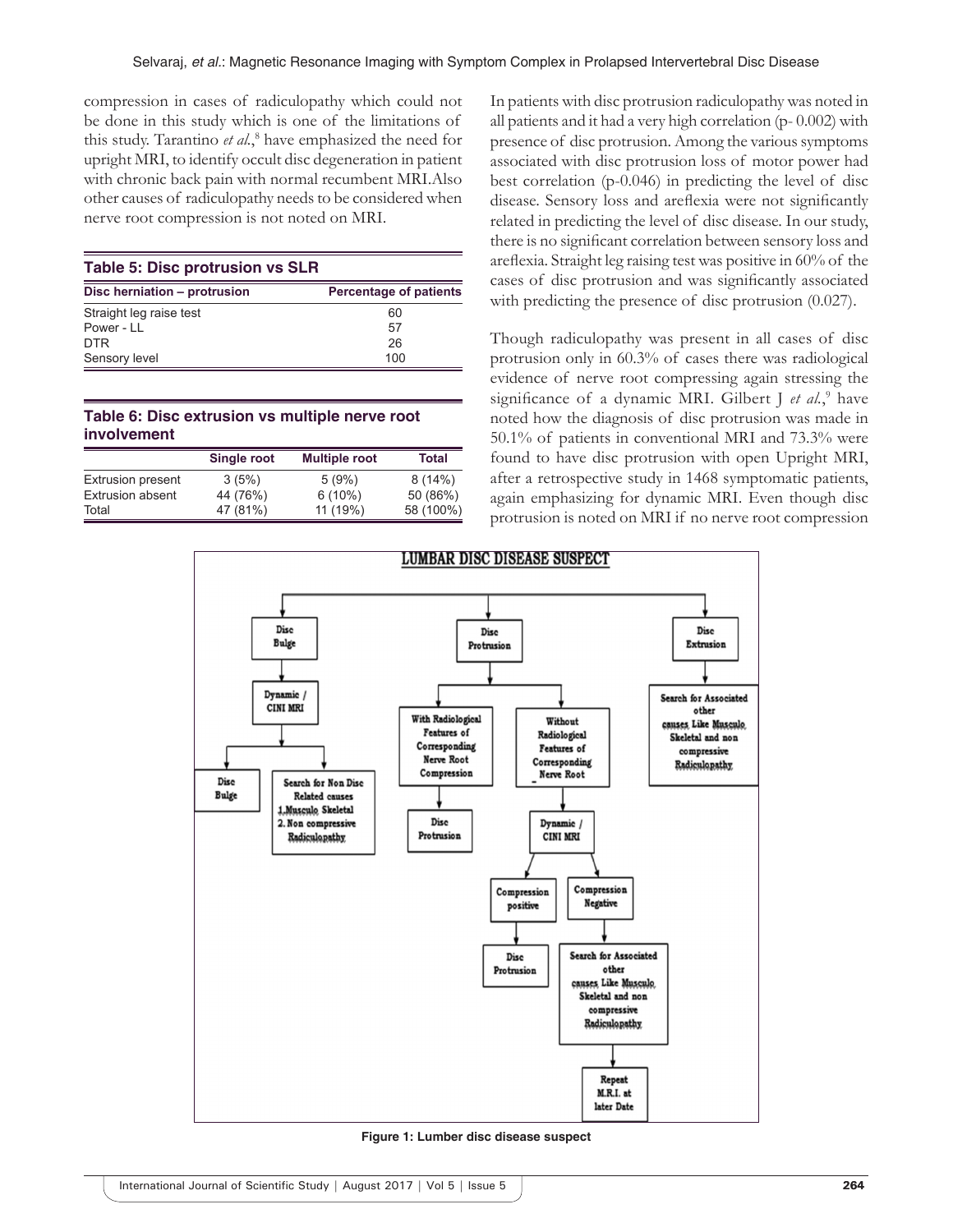compression in cases of radiculopathy which could not be done in this study which is one of the limitations of this study. Tarantino *et al.*,[8] have emphasized the need for upright MRI, to identify occult disc degeneration in patient with chronic back pain with normal recumbent MRI. Also other causes of radiculopathy needs to be considered when nerve root compression is not noted on MRI.

**Table 5: Disc protrusion vs SLR**

| Disc herniation – protrusion | Percentage of patients |
|---|---|
| Straight leg raise test | 60 |
| Power - LL | 57 |
| DTR | 26 |
| Sensory level | 100 |

**Table 6: Disc extrusion vs multiple nerve root involvement**

| | Single root | Multiple root | Total |
|---|---|---|---|
| Extrusion present | 3 (5%) | 5 (9%) | 8 (14%) |
| Extrusion absent | 44 (76%) | 6 (10%) | 50 (86%) |
| Total | 47 (81%) | 11 (19%) | 58 (100%) |

In patients with disc protrusion radiculopathy was noted in all patients and it had a very high correlation (p- 0.002) with presence of disc protrusion. Among the various symptoms associated with disc protrusion loss of motor power had best correlation (p-0.046) in predicting the level of disc disease. Sensory loss and areflexia were not significantly related in predicting the level of disc disease. In our study, there is no significant correlation between sensory loss and areflexia. Straight leg raising test was positive in 60% of the cases of disc protrusion and was significantly associated with predicting the presence of disc protrusion (0.027).

Though radiculopathy was present in all cases of disc protrusion only in 60.3% of cases there was radiological evidence of nerve root compressing again stressing the significance of a dynamic MRI. Gilbert J *et al.*,[9] have noted how the diagnosis of disc protrusion was made in 50.1% of patients in conventional MRI and 73.3% were found to have disc protrusion with open Upright MRI, after a retrospective study in 1468 symptomatic patients, again emphasizing for dynamic MRI. Even though disc protrusion is noted on MRI if no nerve root compression

**Figure 1: Lumber disc disease suspect**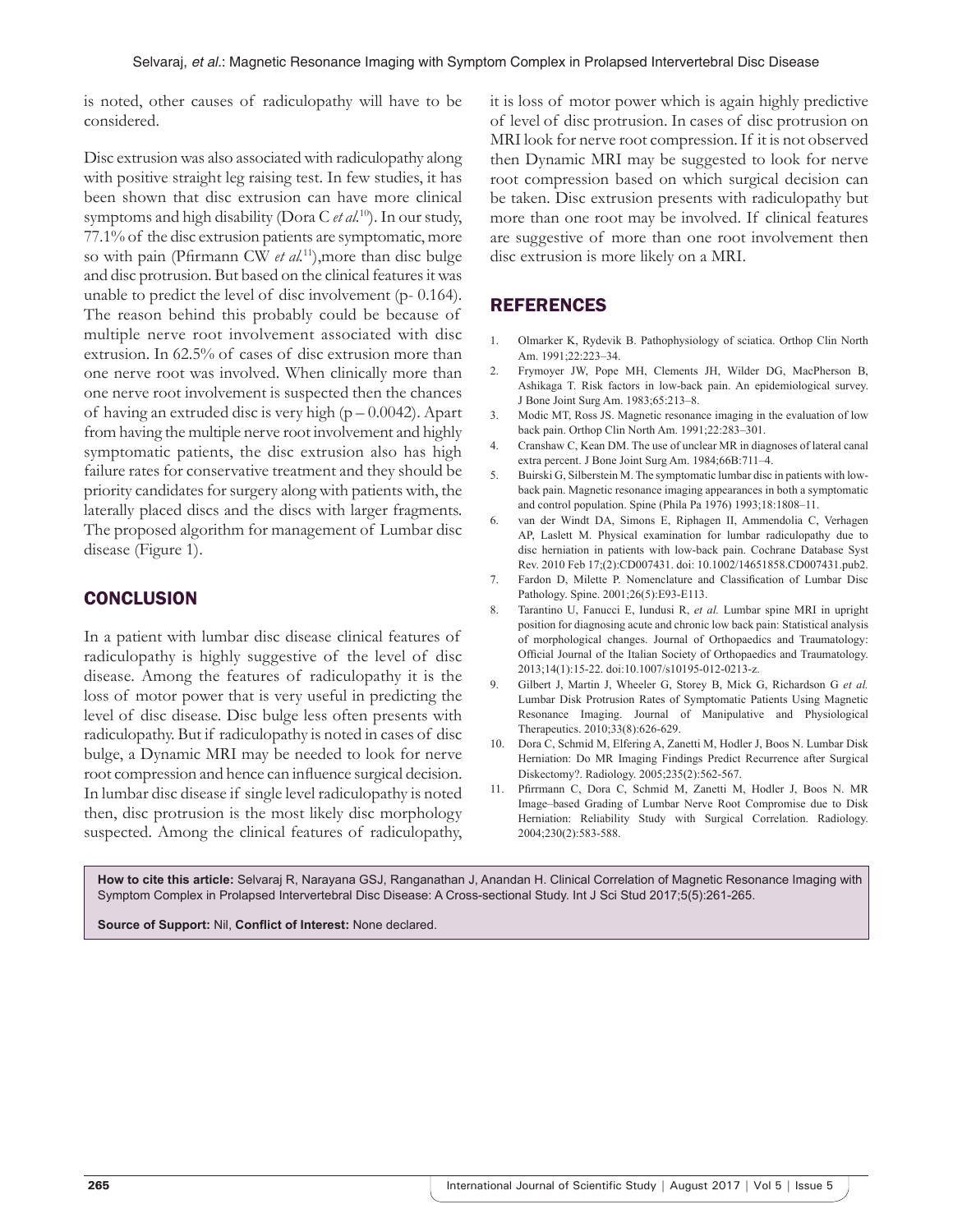is noted, other causes of radiculopathy will have to be considered.

Disc extrusion was also associated with radiculopathy along with positive straight leg raising test. In few studies, it has been shown that disc extrusion can have more clinical symptoms and high disability (Dora C *et al.*[10]). In our study, 77.1% of the disc extrusion patients are symptomatic, more so with pain (Pfirmann CW *et al.*[11]),more than disc bulge and disc protrusion. But based on the clinical features it was unable to predict the level of disc involvement (p- 0.164). The reason behind this probably could be because of multiple nerve root involvement associated with disc extrusion. In 62.5% of cases of disc extrusion more than one nerve root was involved. When clinically more than one nerve root involvement is suspected then the chances of having an extruded disc is very high (p – 0.0042). Apart from having the multiple nerve root involvement and highly symptomatic patients, the disc extrusion also has high failure rates for conservative treatment and they should be priority candidates for surgery along with patients with, the laterally placed discs and the discs with larger fragments. The proposed algorithm for management of Lumbar disc disease (Figure 1).

## CONCLUSION

In a patient with lumbar disc disease clinical features of radiculopathy is highly suggestive of the level of disc disease. Among the features of radiculopathy it is the loss of motor power that is very useful in predicting the level of disc disease. Disc bulge less often presents with radiculopathy. But if radiculopathy is noted in cases of disc bulge, a Dynamic MRI may be needed to look for nerve root compression and hence can influence surgical decision. In lumbar disc disease if single level radiculopathy is noted then, disc protrusion is the most likely disc morphology suspected. Among the clinical features of radiculopathy, it is loss of motor power which is again highly predictive of level of disc protrusion. In cases of disc protrusion on MRI look for nerve root compression. If it is not observed then Dynamic MRI may be suggested to look for nerve root compression based on which surgical decision can be taken. Disc extrusion presents with radiculopathy but more than one root may be involved. If clinical features are suggestive of more than one root involvement then disc extrusion is more likely on a MRI.

## REFERENCES

1. Olmarker K, Rydevik B. Pathophysiology of sciatica. Orthop Clin North Am. 1991;22:223–34.
2. Frymoyer JW, Pope MH, Clements JH, Wilder DG, MacPherson B, Ashikaga T. Risk factors in low-back pain. An epidemiological survey. J Bone Joint Surg Am. 1983;65:213–8.
3. Modic MT, Ross JS. Magnetic resonance imaging in the evaluation of low back pain. Orthop Clin North Am. 1991;22:283–301.
4. Cranshaw C, Kean DM. The use of unclear MR in diagnoses of lateral canal extra percent. J Bone Joint Surg Am. 1984;66B:711–4.
5. Buirski G, Silberstein M. The symptomatic lumbar disc in patients with low-back pain. Magnetic resonance imaging appearances in both a symptomatic and control population. Spine (Phila Pa 1976) 1993;18:1808–11.
6. van der Windt DA, Simons E, Riphagen II, Ammendolia C, Verhagen AP, Laslett M. Physical examination for lumbar radiculopathy due to disc herniation in patients with low-back pain. Cochrane Database Syst Rev. 2010 Feb 17;(2):CD007431. doi: 10.1002/14651858.CD007431.pub2.
7. Fardon D, Milette P. Nomenclature and Classification of Lumbar Disc Pathology. Spine. 2001;26(5):E93-E113.
8. Tarantino U, Fanucci E, Iundusi R, *et al.* Lumbar spine MRI in upright position for diagnosing acute and chronic low back pain: Statistical analysis of morphological changes. Journal of Orthopaedics and Traumatology: Official Journal of the Italian Society of Orthopaedics and Traumatology. 2013;14(1):15-22. doi:10.1007/s10195-012-0213-z.
9. Gilbert J, Martin J, Wheeler G, Storey B, Mick G, Richardson G *et al.* Lumbar Disk Protrusion Rates of Symptomatic Patients Using Magnetic Resonance Imaging. Journal of Manipulative and Physiological Therapeutics. 2010;33(8):626-629.
10. Dora C, Schmid M, Elfering A, Zanetti M, Hodler J, Boos N. Lumbar Disk Herniation: Do MR Imaging Findings Predict Recurrence after Surgical Diskectomy?. Radiology. 2005;235(2):562-567.
11. Pfirrmann C, Dora C, Schmid M, Zanetti M, Hodler J, Boos N. MR Image–based Grading of Lumbar Nerve Root Compromise due to Disk Herniation: Reliability Study with Surgical Correlation. Radiology. 2004;230(2):583-588.

**How to cite this article:** Selvaraj R, Narayana GSJ, Ranganathan J, Anandan H. Clinical Correlation of Magnetic Resonance Imaging with Symptom Complex in Prolapsed Intervertebral Disc Disease: A Cross-sectional Study. Int J Sci Stud 2017;5(5):261-265.

**Source of Support:** Nil, **Conflict of Interest:** None declared.